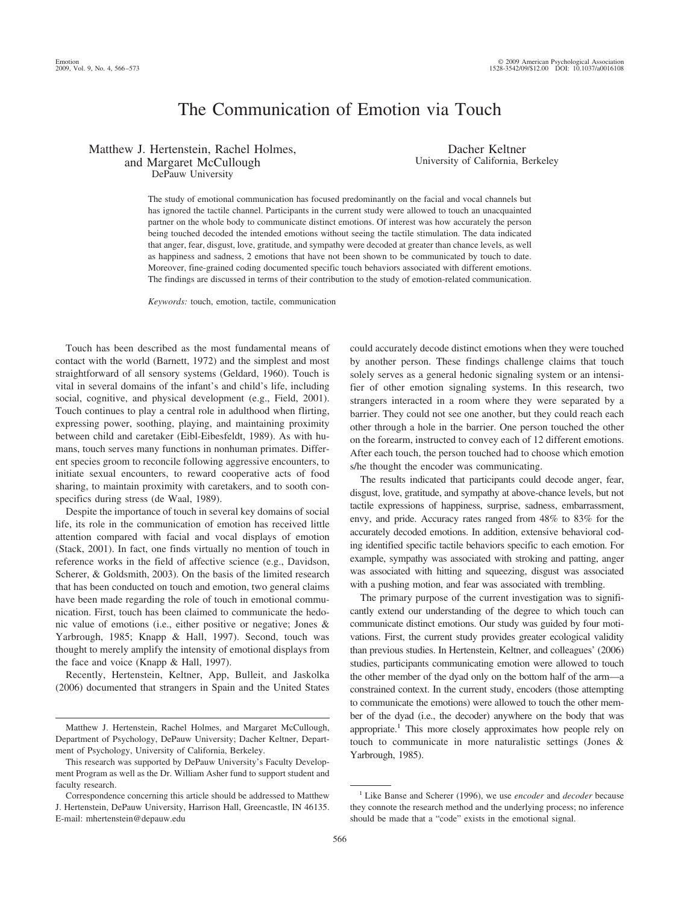# The Communication of Emotion via Touch

Matthew J. Hertenstein, Rachel Holmes, and Margaret McCullough
DePauw University

Dacher Keltner
University of California, Berkeley

The study of emotional communication has focused predominantly on the facial and vocal channels but has ignored the tactile channel. Participants in the current study were allowed to touch an unacquainted partner on the whole body to communicate distinct emotions. Of interest was how accurately the person being touched decoded the intended emotions without seeing the tactile stimulation. The data indicated that anger, fear, disgust, love, gratitude, and sympathy were decoded at greater than chance levels, as well as happiness and sadness, 2 emotions that have not been shown to be communicated by touch to date. Moreover, fine-grained coding documented specific touch behaviors associated with different emotions. The findings are discussed in terms of their contribution to the study of emotion-related communication.

*Keywords:* touch, emotion, tactile, communication

Touch has been described as the most fundamental means of contact with the world (Barnett, 1972) and the simplest and most straightforward of all sensory systems (Geldard, 1960). Touch is vital in several domains of the infant's and child's life, including social, cognitive, and physical development (e.g., Field, 2001). Touch continues to play a central role in adulthood when flirting, expressing power, soothing, playing, and maintaining proximity between child and caretaker (Eibl-Eibesfeldt, 1989). As with humans, touch serves many functions in nonhuman primates. Different species groom to reconcile following aggressive encounters, to initiate sexual encounters, to reward cooperative acts of food sharing, to maintain proximity with caretakers, and to sooth conspecifics during stress (de Waal, 1989).

Despite the importance of touch in several key domains of social life, its role in the communication of emotion has received little attention compared with facial and vocal displays of emotion (Stack, 2001). In fact, one finds virtually no mention of touch in reference works in the field of affective science (e.g., Davidson, Scherer, & Goldsmith, 2003). On the basis of the limited research that has been conducted on touch and emotion, two general claims have been made regarding the role of touch in emotional communication. First, touch has been claimed to communicate the hedonic value of emotions (i.e., either positive or negative; Jones & Yarbrough, 1985; Knapp & Hall, 1997). Second, touch was thought to merely amplify the intensity of emotional displays from the face and voice (Knapp & Hall, 1997).

Recently, Hertenstein, Keltner, App, Bulleit, and Jaskolka (2006) documented that strangers in Spain and the United States could accurately decode distinct emotions when they were touched by another person. These findings challenge claims that touch solely serves as a general hedonic signaling system or an intensifier of other emotion signaling systems. In this research, two strangers interacted in a room where they were separated by a barrier. They could not see one another, but they could reach each other through a hole in the barrier. One person touched the other on the forearm, instructed to convey each of 12 different emotions. After each touch, the person touched had to choose which emotion s/he thought the encoder was communicating.

The results indicated that participants could decode anger, fear, disgust, love, gratitude, and sympathy at above-chance levels, but not tactile expressions of happiness, surprise, sadness, embarrassment, envy, and pride. Accuracy rates ranged from 48% to 83% for the accurately decoded emotions. In addition, extensive behavioral coding identified specific tactile behaviors specific to each emotion. For example, sympathy was associated with stroking and patting, anger was associated with hitting and squeezing, disgust was associated with a pushing motion, and fear was associated with trembling.

The primary purpose of the current investigation was to significantly extend our understanding of the degree to which touch can communicate distinct emotions. Our study was guided by four motivations. First, the current study provides greater ecological validity than previous studies. In Hertenstein, Keltner, and colleagues' (2006) studies, participants communicating emotion were allowed to touch the other member of the dyad only on the bottom half of the arm—a constrained context. In the current study, encoders (those attempting to communicate the emotions) were allowed to touch the other member of the dyad (i.e., the decoder) anywhere on the body that was appropriate.[1] This more closely approximates how people rely on touch to communicate in more naturalistic settings (Jones & Yarbrough, 1985).

---

Matthew J. Hertenstein, Rachel Holmes, and Margaret McCullough, Department of Psychology, DePauw University; Dacher Keltner, Department of Psychology, University of California, Berkeley.

This research was supported by DePauw University's Faculty Development Program as well as the Dr. William Asher fund to support student and faculty research.

Correspondence concerning this article should be addressed to Matthew J. Hertenstein, DePauw University, Harrison Hall, Greencastle, IN 46135. E-mail: mhertenstein@depauw.edu

[1] Like Banse and Scherer (1996), we use *encoder* and *decoder* because they connote the research method and the underlying process; no inference should be made that a "code" exists in the emotional signal.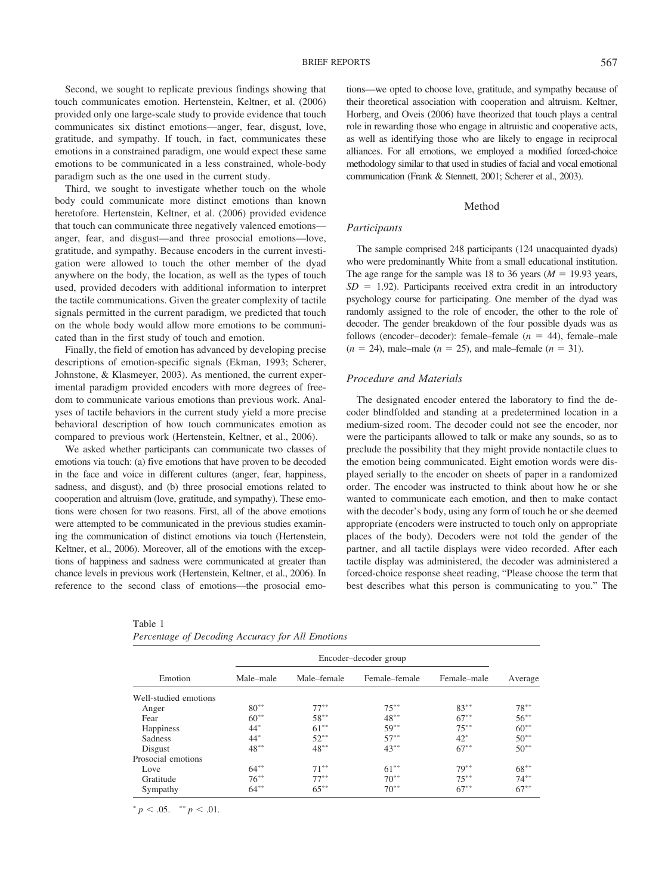Second, we sought to replicate previous findings showing that touch communicates emotion. Hertenstein, Keltner, et al. (2006) provided only one large-scale study to provide evidence that touch communicates six distinct emotions—anger, fear, disgust, love, gratitude, and sympathy. If touch, in fact, communicates these emotions in a constrained paradigm, one would expect these same emotions to be communicated in a less constrained, whole-body paradigm such as the one used in the current study.

Third, we sought to investigate whether touch on the whole body could communicate more distinct emotions than known heretofore. Hertenstein, Keltner, et al. (2006) provided evidence that touch can communicate three negatively valenced emotions—anger, fear, and disgust—and three prosocial emotions—love, gratitude, and sympathy. Because encoders in the current investigation were allowed to touch the other member of the dyad anywhere on the body, the location, as well as the types of touch used, provided decoders with additional information to interpret the tactile communications. Given the greater complexity of tactile signals permitted in the current paradigm, we predicted that touch on the whole body would allow more emotions to be communicated than in the first study of touch and emotion.

Finally, the field of emotion has advanced by developing precise descriptions of emotion-specific signals (Ekman, 1993; Scherer, Johnstone, & Klasmeyer, 2003). As mentioned, the current experimental paradigm provided encoders with more degrees of freedom to communicate various emotions than previous work. Analyses of tactile behaviors in the current study yield a more precise behavioral description of how touch communicates emotion as compared to previous work (Hertenstein, Keltner, et al., 2006).

We asked whether participants can communicate two classes of emotions via touch: (a) five emotions that have proven to be decoded in the face and voice in different cultures (anger, fear, happiness, sadness, and disgust), and (b) three prosocial emotions related to cooperation and altruism (love, gratitude, and sympathy). These emotions were chosen for two reasons. First, all of the above emotions were attempted to be communicated in the previous studies examining the communication of distinct emotions via touch (Hertenstein, Keltner, et al., 2006). Moreover, all of the emotions with the exceptions of happiness and sadness were communicated at greater than chance levels in previous work (Hertenstein, Keltner, et al., 2006). In reference to the second class of emotions—the prosocial emotions—we opted to choose love, gratitude, and sympathy because of their theoretical association with cooperation and altruism. Keltner, Horberg, and Oveis (2006) have theorized that touch plays a central role in rewarding those who engage in altruistic and cooperative acts, as well as identifying those who are likely to engage in reciprocal alliances. For all emotions, we employed a modified forced-choice methodology similar to that used in studies of facial and vocal emotional communication (Frank & Stennett, 2001; Scherer et al., 2003).

## Method

### *Participants*

The sample comprised 248 participants (124 unacquainted dyads) who were predominantly White from a small educational institution. The age range for the sample was 18 to 36 years ($M = 19.93$ years, $SD = 1.92$). Participants received extra credit in an introductory psychology course for participating. One member of the dyad was randomly assigned to the role of encoder, the other to the role of decoder. The gender breakdown of the four possible dyads was as follows (encoder–decoder): female–female ($n = 44$), female–male ($n = 24$), male–male ($n = 25$), and male–female ($n = 31$).

### *Procedure and Materials*

The designated encoder entered the laboratory to find the decoder blindfolded and standing at a predetermined location in a medium-sized room. The decoder could not see the encoder, nor were the participants allowed to talk or make any sounds, so as to preclude the possibility that they might provide nontactile clues to the emotion being communicated. Eight emotion words were displayed serially to the encoder on sheets of paper in a randomized order. The encoder was instructed to think about how he or she wanted to communicate each emotion, and then to make contact with the decoder's body, using any form of touch he or she deemed appropriate (encoders were instructed to touch only on appropriate places of the body). Decoders were not told the gender of the partner, and all tactile displays were video recorded. After each tactile display was administered, the decoder was administered a forced-choice response sheet reading, "Please choose the term that best describes what this person is communicating to you." The

Table 1
*Percentage of Decoding Accuracy for All Emotions*

| Emotion | Encoder–decoder group | | | | Average |
|---|---|---|---|---|---|
| | Male–male | Male–female | Female–female | Female–male | |
| Well-studied emotions | | | | | |
| Anger | 80** | 77** | 75** | 83** | 78** |
| Fear | 60** | 58** | 48** | 67** | 56** |
| Happiness | 44* | 61** | 59** | 75** | 60** |
| Sadness | 44* | 52** | 57** | 42* | 50** |
| Disgust | 48** | 48** | 43** | 67** | 50** |
| Prosocial emotions | | | | | |
| Love | 64** | 71** | 61** | 79** | 68** |
| Gratitude | 76** | 77** | 70** | 75** | 74** |
| Sympathy | 64** | 65** | 70** | 67** | 67** |

* $p < .05$. ** $p < .01$.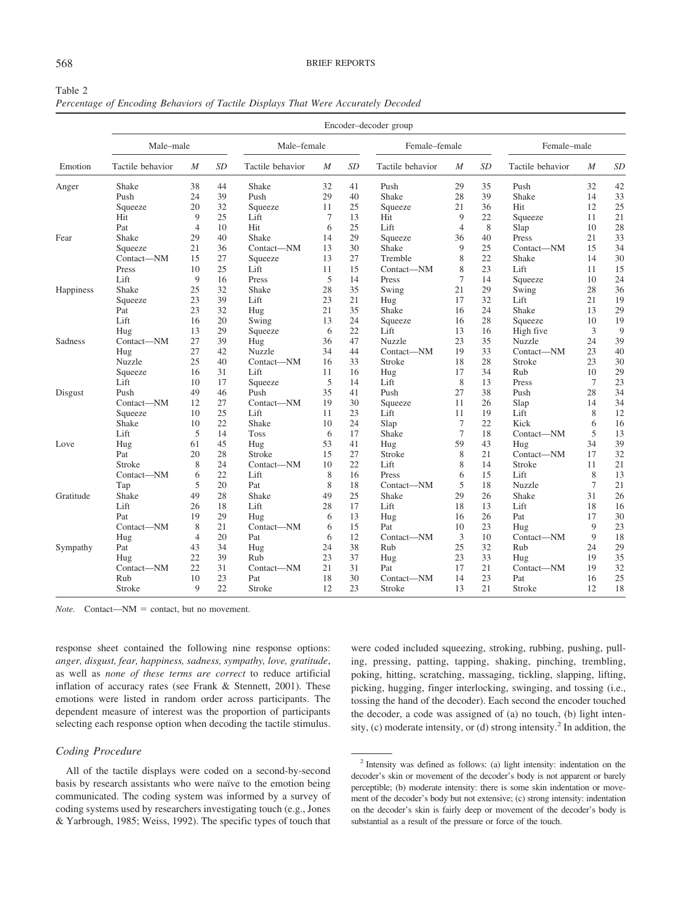Table 2
*Percentage of Encoding Behaviors of Tactile Displays That Were Accurately Decoded*

| | Encoder–decoder group | | | | | | | | | | | |
|---|---|---|---|---|---|---|---|---|---|---|---|---|
| | Male–male | | | Male–female | | | Female–female | | | Female–male | | |
| Emotion | Tactile behavior | *M* | *SD* | Tactile behavior | *M* | *SD* | Tactile behavior | *M* | *SD* | Tactile behavior | *M* | *SD* |
| Anger | Shake | 38 | 44 | Shake | 32 | 41 | Push | 29 | 35 | Push | 32 | 42 |
| | Push | 24 | 39 | Push | 29 | 40 | Shake | 28 | 39 | Shake | 14 | 33 |
| | Squeeze | 20 | 32 | Squeeze | 11 | 25 | Squeeze | 21 | 36 | Hit | 12 | 25 |
| | Hit | 9 | 25 | Lift | 7 | 13 | Hit | 9 | 22 | Squeeze | 11 | 21 |
| | Pat | 4 | 10 | Hit | 6 | 25 | Lift | 4 | 8 | Slap | 10 | 28 |
| Fear | Shake | 29 | 40 | Shake | 14 | 29 | Squeeze | 36 | 40 | Press | 21 | 33 |
| | Squeeze | 21 | 36 | Contact—NM | 13 | 30 | Shake | 9 | 25 | Contact—NM | 15 | 34 |
| | Contact—NM | 15 | 27 | Squeeze | 13 | 27 | Tremble | 8 | 22 | Shake | 14 | 30 |
| | Press | 10 | 25 | Lift | 11 | 15 | Contact—NM | 8 | 23 | Lift | 11 | 15 |
| | Lift | 9 | 16 | Press | 5 | 14 | Press | 7 | 14 | Squeeze | 10 | 24 |
| Happiness | Shake | 25 | 32 | Shake | 28 | 35 | Swing | 21 | 29 | Swing | 28 | 36 |
| | Squeeze | 23 | 39 | Lift | 23 | 21 | Hug | 17 | 32 | Lift | 21 | 19 |
| | Pat | 23 | 32 | Hug | 21 | 35 | Shake | 16 | 24 | Shake | 13 | 29 |
| | Lift | 16 | 20 | Swing | 13 | 24 | Squeeze | 16 | 28 | Squeeze | 10 | 19 |
| | Hug | 13 | 29 | Squeeze | 6 | 22 | Lift | 13 | 16 | High five | 3 | 9 |
| Sadness | Contact—NM | 27 | 39 | Hug | 36 | 47 | Nuzzle | 23 | 35 | Nuzzle | 24 | 39 |
| | Hug | 27 | 42 | Nuzzle | 34 | 44 | Contact—NM | 19 | 33 | Contact—NM | 23 | 40 |
| | Nuzzle | 25 | 40 | Contact—NM | 16 | 33 | Stroke | 18 | 28 | Stroke | 23 | 30 |
| | Squeeze | 16 | 31 | Lift | 11 | 16 | Hug | 17 | 34 | Rub | 10 | 29 |
| | Lift | 10 | 17 | Squeeze | 5 | 14 | Lift | 8 | 13 | Press | 7 | 23 |
| Disgust | Push | 49 | 46 | Push | 35 | 41 | Push | 27 | 38 | Push | 28 | 34 |
| | Contact—NM | 12 | 27 | Contact—NM | 19 | 30 | Squeeze | 11 | 26 | Slap | 14 | 34 |
| | Squeeze | 10 | 25 | Lift | 11 | 23 | Lift | 11 | 19 | Lift | 8 | 12 |
| | Shake | 10 | 22 | Shake | 10 | 24 | Slap | 7 | 22 | Kick | 6 | 16 |
| | Lift | 5 | 14 | Toss | 6 | 17 | Shake | 7 | 18 | Contact—NM | 5 | 13 |
| Love | Hug | 61 | 45 | Hug | 53 | 41 | Hug | 59 | 43 | Hug | 34 | 39 |
| | Pat | 20 | 28 | Stroke | 15 | 27 | Stroke | 8 | 21 | Contact—NM | 17 | 32 |
| | Stroke | 8 | 24 | Contact—NM | 10 | 22 | Lift | 8 | 14 | Stroke | 11 | 21 |
| | Contact—NM | 6 | 22 | Lift | 8 | 16 | Press | 6 | 15 | Lift | 8 | 13 |
| | Tap | 5 | 20 | Pat | 8 | 18 | Contact—NM | 5 | 18 | Nuzzle | 7 | 21 |
| Gratitude | Shake | 49 | 28 | Shake | 49 | 25 | Shake | 29 | 26 | Shake | 31 | 26 |
| | Lift | 26 | 18 | Lift | 28 | 17 | Lift | 18 | 13 | Lift | 18 | 16 |
| | Pat | 19 | 29 | Hug | 6 | 13 | Hug | 16 | 26 | Pat | 17 | 30 |
| | Contact—NM | 8 | 21 | Contact—NM | 6 | 15 | Pat | 10 | 23 | Hug | 9 | 23 |
| | Hug | 4 | 20 | Pat | 6 | 12 | Contact—NM | 3 | 10 | Contact—NM | 9 | 18 |
| Sympathy | Pat | 43 | 34 | Hug | 24 | 38 | Rub | 25 | 32 | Rub | 24 | 29 |
| | Hug | 22 | 39 | Rub | 23 | 37 | Hug | 23 | 33 | Hug | 19 | 35 |
| | Contact—NM | 22 | 31 | Contact—NM | 21 | 31 | Pat | 17 | 21 | Contact—NM | 19 | 32 |
| | Rub | 10 | 23 | Pat | 18 | 30 | Contact—NM | 14 | 23 | Pat | 16 | 25 |
| | Stroke | 9 | 22 | Stroke | 12 | 23 | Stroke | 13 | 21 | Stroke | 12 | 18 |

*Note.* Contact—NM = contact, but no movement.

response sheet contained the following nine response options: *anger, disgust, fear, happiness, sadness, sympathy, love, gratitude*, as well as *none of these terms are correct* to reduce artificial inflation of accuracy rates (see Frank & Stennett, 2001). These emotions were listed in random order across participants. The dependent measure of interest was the proportion of participants selecting each response option when decoding the tactile stimulus.

### Coding Procedure

All of the tactile displays were coded on a second-by-second basis by research assistants who were naïve to the emotion being communicated. The coding system was informed by a survey of coding systems used by researchers investigating touch (e.g., Jones & Yarbrough, 1985; Weiss, 1992). The specific types of touch that were coded included squeezing, stroking, rubbing, pushing, pulling, pressing, patting, tapping, shaking, pinching, trembling, poking, hitting, scratching, massaging, tickling, slapping, lifting, picking, hugging, finger interlocking, swinging, and tossing (i.e., tossing the hand of the decoder). Each second the encoder touched the decoder, a code was assigned of (a) no touch, (b) light intensity, (c) moderate intensity, or (d) strong intensity.[2] In addition, the

[2] Intensity was defined as follows: (a) light intensity: indentation on the decoder's skin or movement of the decoder's body is not apparent or barely perceptible; (b) moderate intensity: there is some skin indentation or movement of the decoder's body but not extensive; (c) strong intensity: indentation on the decoder's skin is fairly deep or movement of the decoder's body is substantial as a result of the pressure or force of the touch.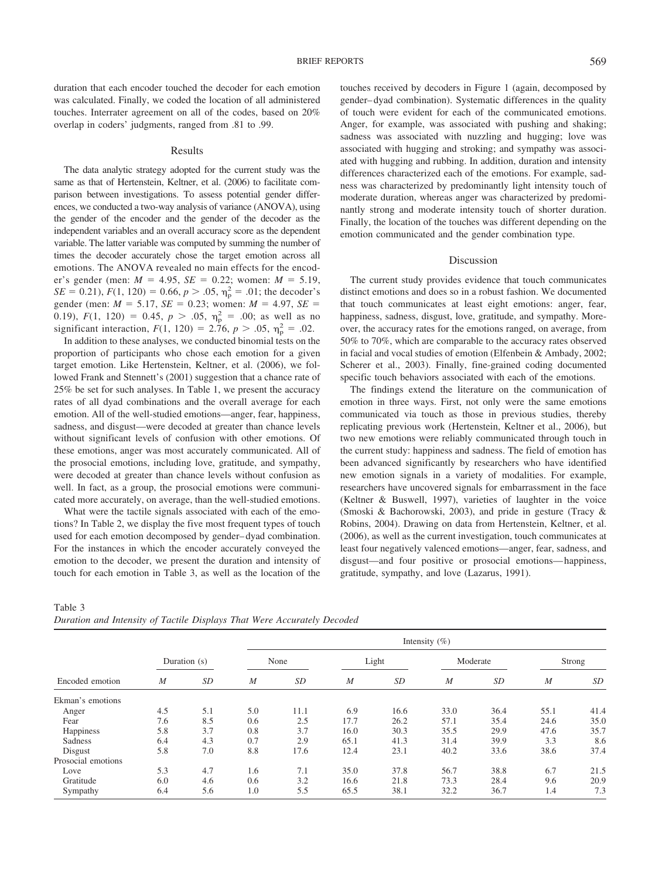duration that each encoder touched the decoder for each emotion was calculated. Finally, we coded the location of all administered touches. Interrater agreement on all of the codes, based on 20% overlap in coders' judgments, ranged from .81 to .99.

## Results

The data analytic strategy adopted for the current study was the same as that of Hertenstein, Keltner, et al. (2006) to facilitate comparison between investigations. To assess potential gender differences, we conducted a two-way analysis of variance (ANOVA), using the gender of the encoder and the gender of the decoder as the independent variables and an overall accuracy score as the dependent variable. The latter variable was computed by summing the number of times the decoder accurately chose the target emotion across all emotions. The ANOVA revealed no main effects for the encoder's gender (men: $M = 4.95$, $SE = 0.22$; women: $M = 5.19$, $SE = 0.21$), $F(1, 120) = 0.66$, $p > .05$, $\eta_p^2 = .01$; the decoder's gender (men: $M = 5.17$, $SE = 0.23$; women: $M = 4.97$, $SE = 0.19$), $F(1, 120) = 0.45$, $p > .05$, $\eta_p^2 = .00$; as well as no significant interaction, $F(1, 120) = 2.76$, $p > .05$, $\eta_p^2 = .02$.

In addition to these analyses, we conducted binomial tests on the proportion of participants who chose each emotion for a given target emotion. Like Hertenstein, Keltner, et al. (2006), we followed Frank and Stennett's (2001) suggestion that a chance rate of 25% be set for such analyses. In Table 1, we present the accuracy rates of all dyad combinations and the overall average for each emotion. All of the well-studied emotions—anger, fear, happiness, sadness, and disgust—were decoded at greater than chance levels without significant levels of confusion with other emotions. Of these emotions, anger was most accurately communicated. All of the prosocial emotions, including love, gratitude, and sympathy, were decoded at greater than chance levels without confusion as well. In fact, as a group, the prosocial emotions were communicated more accurately, on average, than the well-studied emotions.

What were the tactile signals associated with each of the emotions? In Table 2, we display the five most frequent types of touch used for each emotion decomposed by gender–dyad combination. For the instances in which the encoder accurately conveyed the emotion to the decoder, we present the duration and intensity of touch for each emotion in Table 3, as well as the location of the touches received by decoders in Figure 1 (again, decomposed by gender–dyad combination). Systematic differences in the quality of touch were evident for each of the communicated emotions. Anger, for example, was associated with pushing and shaking; sadness was associated with nuzzling and hugging; love was associated with hugging and stroking; and sympathy was associated with hugging and rubbing. In addition, duration and intensity differences characterized each of the emotions. For example, sadness was characterized by predominantly light intensity touch of moderate duration, whereas anger was characterized by predominantly strong and moderate intensity touch of shorter duration. Finally, the location of the touches was different depending on the emotion communicated and the gender combination type.

## Discussion

The current study provides evidence that touch communicates distinct emotions and does so in a robust fashion. We documented that touch communicates at least eight emotions: anger, fear, happiness, sadness, disgust, love, gratitude, and sympathy. Moreover, the accuracy rates for the emotions ranged, on average, from 50% to 70%, which are comparable to the accuracy rates observed in facial and vocal studies of emotion (Elfenbein & Ambady, 2002; Scherer et al., 2003). Finally, fine-grained coding documented specific touch behaviors associated with each of the emotions.

The findings extend the literature on the communication of emotion in three ways. First, not only were the same emotions communicated via touch as those in previous studies, thereby replicating previous work (Hertenstein, Keltner et al., 2006), but two new emotions were reliably communicated through touch in the current study: happiness and sadness. The field of emotion has been advanced significantly by researchers who have identified new emotion signals in a variety of modalities. For example, researchers have uncovered signals for embarrassment in the face (Keltner & Buswell, 1997), varieties of laughter in the voice (Smoski & Bachorowski, 2003), and pride in gesture (Tracy & Robins, 2004). Drawing on data from Hertenstein, Keltner, et al. (2006), as well as the current investigation, touch communicates at least four negatively valenced emotions—anger, fear, sadness, and disgust—and four positive or prosocial emotions—happiness, gratitude, sympathy, and love (Lazarus, 1991).

Table 3
*Duration and Intensity of Tactile Displays That Were Accurately Decoded*

| | Duration (s) | | Intensity (%) | | | | | | | |
|---|---|---|---|---|---|---|---|---|---|---|
| | | | None | | Light | | Moderate | | Strong | |
| Encoded emotion | *M* | *SD* | *M* | *SD* | *M* | *SD* | *M* | *SD* | *M* | *SD* |
| Ekman's emotions | | | | | | | | | | |
| Anger | 4.5 | 5.1 | 5.0 | 11.1 | 6.9 | 16.6 | 33.0 | 36.4 | 55.1 | 41.4 |
| Fear | 7.6 | 8.5 | 0.6 | 2.5 | 17.7 | 26.2 | 57.1 | 35.4 | 24.6 | 35.0 |
| Happiness | 5.8 | 3.7 | 0.8 | 3.7 | 16.0 | 30.3 | 35.5 | 29.9 | 47.6 | 35.7 |
| Sadness | 6.4 | 4.3 | 0.7 | 2.9 | 65.1 | 41.3 | 31.4 | 39.9 | 3.3 | 8.6 |
| Disgust | 5.8 | 7.0 | 8.8 | 17.6 | 12.4 | 23.1 | 40.2 | 33.6 | 38.6 | 37.4 |
| Prosocial emotions | | | | | | | | | | |
| Love | 5.3 | 4.7 | 1.6 | 7.1 | 35.0 | 37.8 | 56.7 | 38.8 | 6.7 | 21.5 |
| Gratitude | 6.0 | 4.6 | 0.6 | 3.2 | 16.6 | 21.8 | 73.3 | 28.4 | 9.6 | 20.9 |
| Sympathy | 6.4 | 5.6 | 1.0 | 5.5 | 65.5 | 38.1 | 32.2 | 36.7 | 1.4 | 7.3 |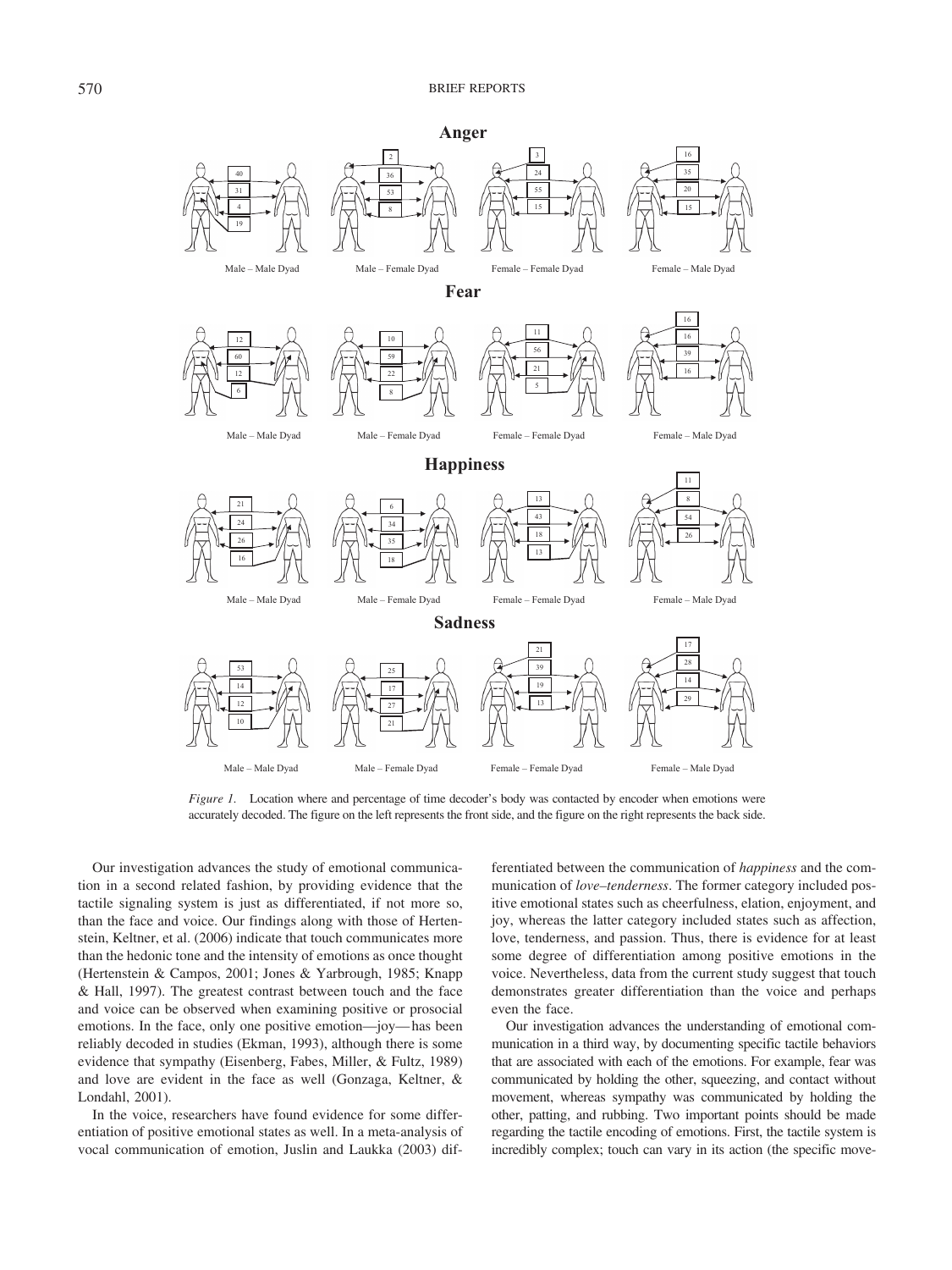**Anger**

Male – Male Dyad: 40, 31, 4, 19

Male – Female Dyad: 2, 36, 53, 8

Female – Female Dyad: 3, 24, 55, 15

Female – Male Dyad: 16, 35, 20, 15

**Fear**

Male – Male Dyad: 12, 60, 12, 6

Male – Female Dyad: 10, 59, 22, 8

Female – Female Dyad: 11, 56, 21, 5

Female – Male Dyad: 16, 16, 39, 16

**Happiness**

Male – Male Dyad: 21, 24, 26, 16

Male – Female Dyad: 6, 34, 35, 18

Female – Female Dyad: 13, 43, 18, 13

Female – Male Dyad: 11, 8, 54, 26

**Sadness**

Male – Male Dyad: 53, 14, 12, 10

Male – Female Dyad: 25, 17, 27, 21

Female – Female Dyad: 21, 39, 19, 13

Female – Male Dyad: 17, 28, 14, 29

*Figure 1.* Location where and percentage of time decoder's body was contacted by encoder when emotions were accurately decoded. The figure on the left represents the front side, and the figure on the right represents the back side.

Our investigation advances the study of emotional communication in a second related fashion, by providing evidence that the tactile signaling system is just as differentiated, if not more so, than the face and voice. Our findings along with those of Hertenstein, Keltner, et al. (2006) indicate that touch communicates more than the hedonic tone and the intensity of emotions as once thought (Hertenstein & Campos, 2001; Jones & Yarbrough, 1985; Knapp & Hall, 1997). The greatest contrast between touch and the face and voice can be observed when examining positive or prosocial emotions. In the face, only one positive emotion—joy—has been reliably decoded in studies (Ekman, 1993), although there is some evidence that sympathy (Eisenberg, Fabes, Miller, & Fultz, 1989) and love are evident in the face as well (Gonzaga, Keltner, & Londahl, 2001).

In the voice, researchers have found evidence for some differentiation of positive emotional states as well. In a meta-analysis of vocal communication of emotion, Juslin and Laukka (2003) differentiated between the communication of *happiness* and the communication of *love–tenderness*. The former category included positive emotional states such as cheerfulness, elation, enjoyment, and joy, whereas the latter category included states such as affection, love, tenderness, and passion. Thus, there is evidence for at least some degree of differentiation among positive emotions in the voice. Nevertheless, data from the current study suggest that touch demonstrates greater differentiation than the voice and perhaps even the face.

Our investigation advances the understanding of emotional communication in a third way, by documenting specific tactile behaviors that are associated with each of the emotions. For example, fear was communicated by holding the other, squeezing, and contact without movement, whereas sympathy was communicated by holding the other, patting, and rubbing. Two important points should be made regarding the tactile encoding of emotions. First, the tactile system is incredibly complex; touch can vary in its action (the specific move-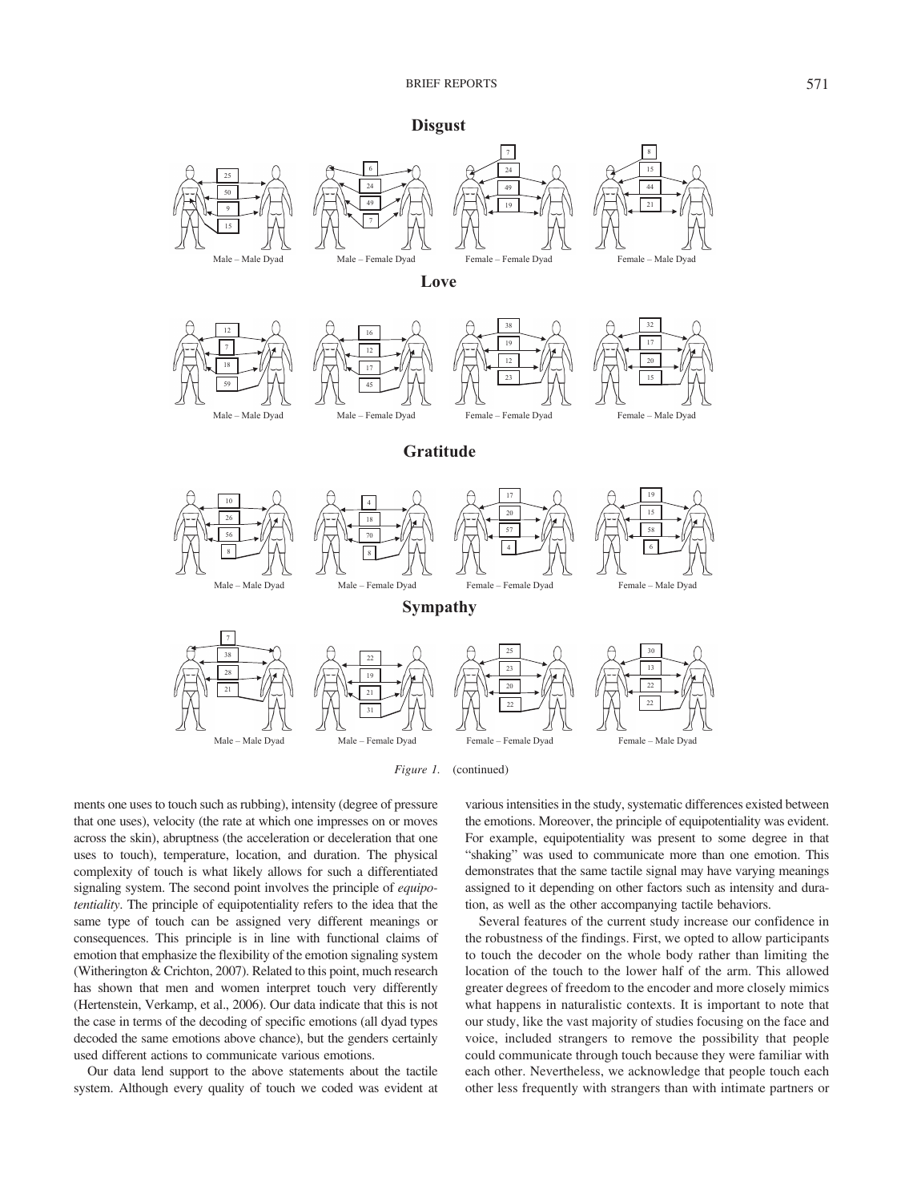**Disgust**

25
50
9
15
Male – Male Dyad

6
24
49
7
Male – Female Dyad

7
24
49
19
Female – Female Dyad

8
15
44
21
Female – Male Dyad

**Love**

12
7
18
59
Male – Male Dyad

16
12
17
45
Male – Female Dyad

38
19
12
23
Female – Female Dyad

32
17
20
15
Female – Male Dyad

**Gratitude**

10
26
56
8
Male – Male Dyad

4
18
70
8
Male – Female Dyad

17
20
57
4
Female – Female Dyad

19
15
58
6
Female – Male Dyad

**Sympathy**

7
38
28
21
Male – Male Dyad

22
19
21
31
Male – Female Dyad

25
23
20
22
Female – Female Dyad

30
13
22
22
Female – Male Dyad

*Figure 1.* (continued)

ments one uses to touch such as rubbing), intensity (degree of pressure that one uses), velocity (the rate at which one impresses on or moves across the skin), abruptness (the acceleration or deceleration that one uses to touch), temperature, location, and duration. The physical complexity of touch is what likely allows for such a differentiated signaling system. The second point involves the principle of *equipotentiality*. The principle of equipotentiality refers to the idea that the same type of touch can be assigned very different meanings or consequences. This principle is in line with functional claims of emotion that emphasize the flexibility of the emotion signaling system (Witherington & Crichton, 2007). Related to this point, much research has shown that men and women interpret touch very differently (Hertenstein, Verkamp, et al., 2006). Our data indicate that this is not the case in terms of the decoding of specific emotions (all dyad types decoded the same emotions above chance), but the genders certainly used different actions to communicate various emotions.

Our data lend support to the above statements about the tactile system. Although every quality of touch we coded was evident at various intensities in the study, systematic differences existed between the emotions. Moreover, the principle of equipotentiality was evident. For example, equipotentiality was present to some degree in that "shaking" was used to communicate more than one emotion. This demonstrates that the same tactile signal may have varying meanings assigned to it depending on other factors such as intensity and duration, as well as the other accompanying tactile behaviors.

Several features of the current study increase our confidence in the robustness of the findings. First, we opted to allow participants to touch the decoder on the whole body rather than limiting the location of the touch to the lower half of the arm. This allowed greater degrees of freedom to the encoder and more closely mimics what happens in naturalistic contexts. It is important to note that our study, like the vast majority of studies focusing on the face and voice, included strangers to remove the possibility that people could communicate through touch because they were familiar with each other. Nevertheless, we acknowledge that people touch each other less frequently with strangers than with intimate partners or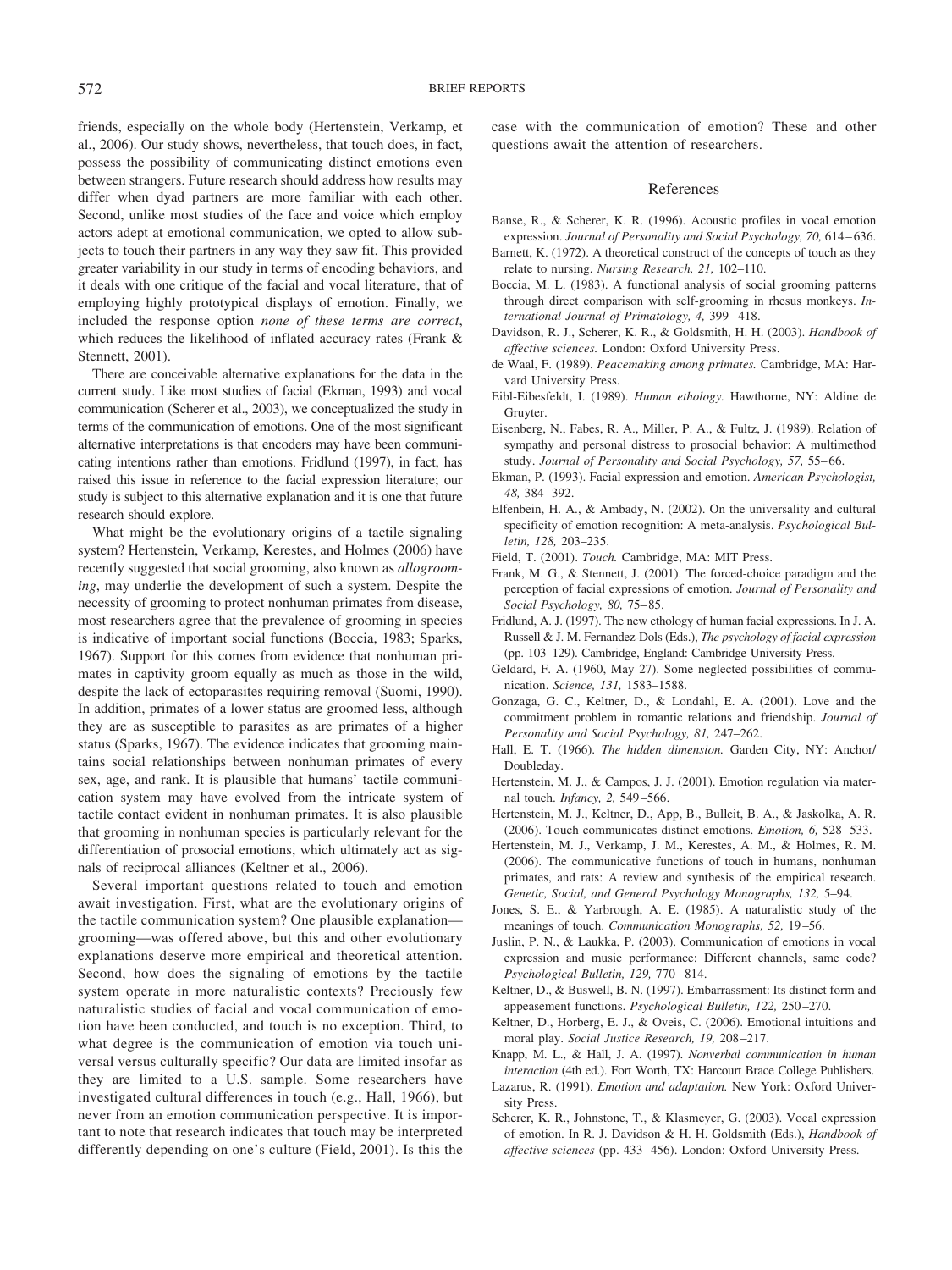friends, especially on the whole body (Hertenstein, Verkamp, et al., 2006). Our study shows, nevertheless, that touch does, in fact, possess the possibility of communicating distinct emotions even between strangers. Future research should address how results may differ when dyad partners are more familiar with each other. Second, unlike most studies of the face and voice which employ actors adept at emotional communication, we opted to allow subjects to touch their partners in any way they saw fit. This provided greater variability in our study in terms of encoding behaviors, and it deals with one critique of the facial and vocal literature, that of employing highly prototypical displays of emotion. Finally, we included the response option *none of these terms are correct*, which reduces the likelihood of inflated accuracy rates (Frank & Stennett, 2001).

There are conceivable alternative explanations for the data in the current study. Like most studies of facial (Ekman, 1993) and vocal communication (Scherer et al., 2003), we conceptualized the study in terms of the communication of emotions. One of the most significant alternative interpretations is that encoders may have been communicating intentions rather than emotions. Fridlund (1997), in fact, has raised this issue in reference to the facial expression literature; our study is subject to this alternative explanation and it is one that future research should explore.

What might be the evolutionary origins of a tactile signaling system? Hertenstein, Verkamp, Kerestes, and Holmes (2006) have recently suggested that social grooming, also known as *allogrooming*, may underlie the development of such a system. Despite the necessity of grooming to protect nonhuman primates from disease, most researchers agree that the prevalence of grooming in species is indicative of important social functions (Boccia, 1983; Sparks, 1967). Support for this comes from evidence that nonhuman primates in captivity groom equally as much as those in the wild, despite the lack of ectoparasites requiring removal (Suomi, 1990). In addition, primates of a lower status are groomed less, although they are as susceptible to parasites as are primates of a higher status (Sparks, 1967). The evidence indicates that grooming maintains social relationships between nonhuman primates of every sex, age, and rank. It is plausible that humans' tactile communication system may have evolved from the intricate system of tactile contact evident in nonhuman primates. It is also plausible that grooming in nonhuman species is particularly relevant for the differentiation of prosocial emotions, which ultimately act as signals of reciprocal alliances (Keltner et al., 2006).

Several important questions related to touch and emotion await investigation. First, what are the evolutionary origins of the tactile communication system? One plausible explanation—grooming—was offered above, but this and other evolutionary explanations deserve more empirical and theoretical attention. Second, how does the signaling of emotions by the tactile system operate in more naturalistic contexts? Preciously few naturalistic studies of facial and vocal communication of emotion have been conducted, and touch is no exception. Third, to what degree is the communication of emotion via touch universal versus culturally specific? Our data are limited insofar as they are limited to a U.S. sample. Some researchers have investigated cultural differences in touch (e.g., Hall, 1966), but never from an emotion communication perspective. It is important to note that research indicates that touch may be interpreted differently depending on one's culture (Field, 2001). Is this the case with the communication of emotion? These and other questions await the attention of researchers.

## References

Banse, R., & Scherer, K. R. (1996). Acoustic profiles in vocal emotion expression. *Journal of Personality and Social Psychology, 70,* 614–636.

Barnett, K. (1972). A theoretical construct of the concepts of touch as they relate to nursing. *Nursing Research, 21,* 102–110.

Boccia, M. L. (1983). A functional analysis of social grooming patterns through direct comparison with self-grooming in rhesus monkeys. *International Journal of Primatology, 4,* 399–418.

Davidson, R. J., Scherer, K. R., & Goldsmith, H. H. (2003). *Handbook of affective sciences.* London: Oxford University Press.

de Waal, F. (1989). *Peacemaking among primates.* Cambridge, MA: Harvard University Press.

Eibl-Eibesfeldt, I. (1989). *Human ethology.* Hawthorne, NY: Aldine de Gruyter.

Eisenberg, N., Fabes, R. A., Miller, P. A., & Fultz, J. (1989). Relation of sympathy and personal distress to prosocial behavior: A multimethod study. *Journal of Personality and Social Psychology, 57,* 55–66.

Ekman, P. (1993). Facial expression and emotion. *American Psychologist, 48,* 384–392.

Elfenbein, H. A., & Ambady, N. (2002). On the universality and cultural specificity of emotion recognition: A meta-analysis. *Psychological Bulletin, 128,* 203–235.

Field, T. (2001). *Touch.* Cambridge, MA: MIT Press.

Frank, M. G., & Stennett, J. (2001). The forced-choice paradigm and the perception of facial expressions of emotion. *Journal of Personality and Social Psychology, 80,* 75–85.

Fridlund, A. J. (1997). The new ethology of human facial expressions. In J. A. Russell & J. M. Fernandez-Dols (Eds.), *The psychology of facial expression* (pp. 103–129). Cambridge, England: Cambridge University Press.

Geldard, F. A. (1960, May 27). Some neglected possibilities of communication. *Science, 131,* 1583–1588.

Gonzaga, G. C., Keltner, D., & Londahl, E. A. (2001). Love and the commitment problem in romantic relations and friendship. *Journal of Personality and Social Psychology, 81,* 247–262.

Hall, E. T. (1966). *The hidden dimension.* Garden City, NY: Anchor/Doubleday.

Hertenstein, M. J., & Campos, J. J. (2001). Emotion regulation via maternal touch. *Infancy, 2,* 549–566.

Hertenstein, M. J., Keltner, D., App, B., Bulleit, B. A., & Jaskolka, A. R. (2006). Touch communicates distinct emotions. *Emotion, 6,* 528–533.

Hertenstein, M. J., Verkamp, J. M., Kerestes, A. M., & Holmes, R. M. (2006). The communicative functions of touch in humans, nonhuman primates, and rats: A review and synthesis of the empirical research. *Genetic, Social, and General Psychology Monographs, 132,* 5–94.

Jones, S. E., & Yarbrough, A. E. (1985). A naturalistic study of the meanings of touch. *Communication Monographs, 52,* 19–56.

Juslin, P. N., & Laukka, P. (2003). Communication of emotions in vocal expression and music performance: Different channels, same code? *Psychological Bulletin, 129,* 770–814.

Keltner, D., & Buswell, B. N. (1997). Embarrassment: Its distinct form and appeasement functions. *Psychological Bulletin, 122,* 250–270.

Keltner, D., Horberg, E. J., & Oveis, C. (2006). Emotional intuitions and moral play. *Social Justice Research, 19,* 208–217.

Knapp, M. L., & Hall, J. A. (1997). *Nonverbal communication in human interaction* (4th ed.). Fort Worth, TX: Harcourt Brace College Publishers.

Lazarus, R. (1991). *Emotion and adaptation.* New York: Oxford University Press.

Scherer, K. R., Johnstone, T., & Klasmeyer, G. (2003). Vocal expression of emotion. In R. J. Davidson & H. H. Goldsmith (Eds.), *Handbook of affective sciences* (pp. 433–456). London: Oxford University Press.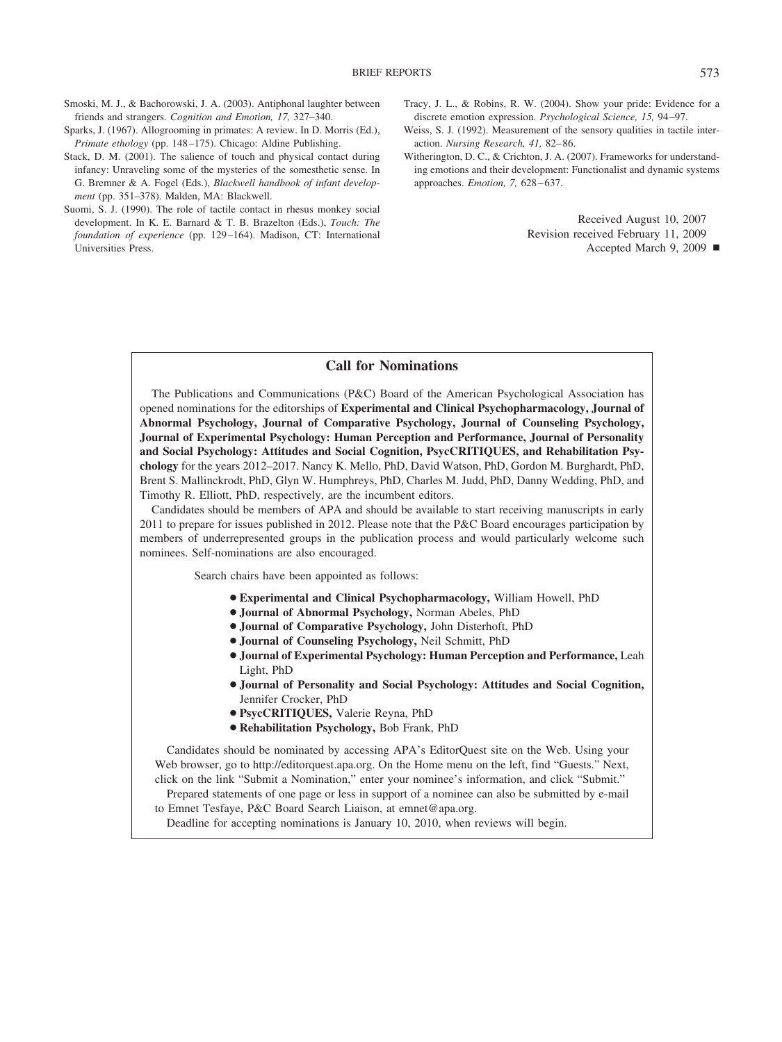Smoski, M. J., & Bachorowski, J. A. (2003). Antiphonal laughter between friends and strangers. *Cognition and Emotion, 17,* 327–340.

Sparks, J. (1967). Allogrooming in primates: A review. In D. Morris (Ed.), *Primate ethology* (pp. 148–175). Chicago: Aldine Publishing.

Stack, D. M. (2001). The salience of touch and physical contact during infancy: Unraveling some of the mysteries of the somesthetic sense. In G. Bremner & A. Fogel (Eds.), *Blackwell handbook of infant development* (pp. 351–378). Malden, MA: Blackwell.

Suomi, S. J. (1990). The role of tactile contact in rhesus monkey social development. In K. E. Barnard & T. B. Brazelton (Eds.), *Touch: The foundation of experience* (pp. 129–164). Madison, CT: International Universities Press.

Tracy, J. L., & Robins, R. W. (2004). Show your pride: Evidence for a discrete emotion expression. *Psychological Science, 15,* 94–97.

Weiss, S. J. (1992). Measurement of the sensory qualities in tactile interaction. *Nursing Research, 41,* 82–86.

Witherington, D. C., & Crichton, J. A. (2007). Frameworks for understanding emotions and their development: Functionalist and dynamic systems approaches. *Emotion, 7,* 628–637.

Received August 10, 2007
Revision received February 11, 2009
Accepted March 9, 2009 ■

## Call for Nominations

The Publications and Communications (P&C) Board of the American Psychological Association has opened nominations for the editorships of **Experimental and Clinical Psychopharmacology, Journal of Abnormal Psychology, Journal of Comparative Psychology, Journal of Counseling Psychology, Journal of Experimental Psychology: Human Perception and Performance, Journal of Personality and Social Psychology: Attitudes and Social Cognition, PsycCRITIQUES, and Rehabilitation Psychology** for the years 2012–2017. Nancy K. Mello, PhD, David Watson, PhD, Gordon M. Burghardt, PhD, Brent S. Mallinckrodt, PhD, Glyn W. Humphreys, PhD, Charles M. Judd, PhD, Danny Wedding, PhD, and Timothy R. Elliott, PhD, respectively, are the incumbent editors.

Candidates should be members of APA and should be available to start receiving manuscripts in early 2011 to prepare for issues published in 2012. Please note that the P&C Board encourages participation by members of underrepresented groups in the publication process and would particularly welcome such nominees. Self-nominations are also encouraged.

Search chairs have been appointed as follows:

- **Experimental and Clinical Psychopharmacology,** William Howell, PhD
- **Journal of Abnormal Psychology,** Norman Abeles, PhD
- **Journal of Comparative Psychology,** John Disterhoft, PhD
- **Journal of Counseling Psychology,** Neil Schmitt, PhD
- **Journal of Experimental Psychology: Human Perception and Performance,** Leah Light, PhD
- **Journal of Personality and Social Psychology: Attitudes and Social Cognition,** Jennifer Crocker, PhD
- **PsycCRITIQUES,** Valerie Reyna, PhD
- **Rehabilitation Psychology,** Bob Frank, PhD

Candidates should be nominated by accessing APA's EditorQuest site on the Web. Using your Web browser, go to http://editorquest.apa.org. On the Home menu on the left, find "Guests." Next, click on the link "Submit a Nomination," enter your nominee's information, and click "Submit."

Prepared statements of one page or less in support of a nominee can also be submitted by e-mail to Emnet Tesfaye, P&C Board Search Liaison, at emnet@apa.org.

Deadline for accepting nominations is January 10, 2010, when reviews will begin.